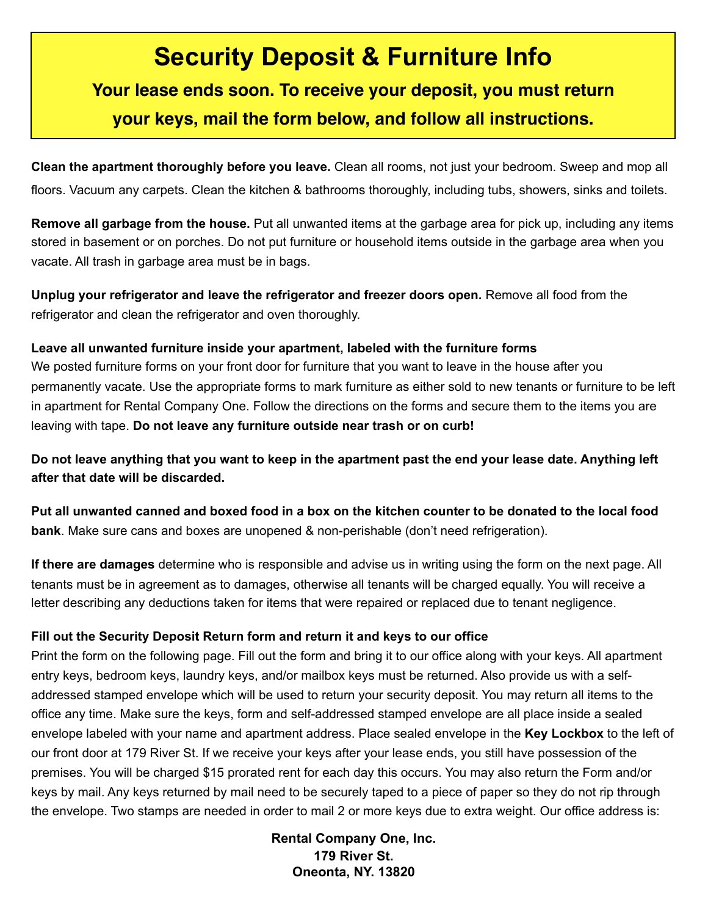# Security Deposit & Furniture Info

**Your lease ends soon. To receive your deposit, you must return your keys, mail the form below, and follow all instructions.**

**Clean the apartment thoroughly before you leave.** Clean all rooms, not just your bedroom. Sweep and mop all floors. Vacuum any carpets. Clean the kitchen & bathrooms thoroughly, including tubs, showers, sinks and toilets.

**Remove all garbage from the house.** Put all unwanted items at the garbage area for pick up, including any items stored in basement or on porches. Do not put furniture or household items outside in the garbage area when you vacate. All trash in garbage area must be in bags.

**Unplug your refrigerator and leave the refrigerator and freezer doors open.** Remove all food from the refrigerator and clean the refrigerator and oven thoroughly.

**Leave all unwanted furniture inside your apartment, labeled with the furniture forms**
We posted furniture forms on your front door for furniture that you want to leave in the house after you permanently vacate. Use the appropriate forms to mark furniture as either sold to new tenants or furniture to be left in apartment for Rental Company One. Follow the directions on the forms and secure them to the items you are leaving with tape. **Do not leave any furniture outside near trash or on curb!**

**Do not leave anything that you want to keep in the apartment past the end your lease date. Anything left after that date will be discarded.**

**Put all unwanted canned and boxed food in a box on the kitchen counter to be donated to the local food bank**. Make sure cans and boxes are unopened & non-perishable (don't need refrigeration).

**If there are damages** determine who is responsible and advise us in writing using the form on the next page. All tenants must be in agreement as to damages, otherwise all tenants will be charged equally. You will receive a letter describing any deductions taken for items that were repaired or replaced due to tenant negligence.

**Fill out the Security Deposit Return form and return it and keys to our office**
Print the form on the following page. Fill out the form and bring it to our office along with your keys. All apartment entry keys, bedroom keys, laundry keys, and/or mailbox keys must be returned. Also provide us with a self-addressed stamped envelope which will be used to return your security deposit. You may return all items to the office any time. Make sure the keys, form and self-addressed stamped envelope are all place inside a sealed envelope labeled with your name and apartment address. Place sealed envelope in the **Key Lockbox** to the left of our front door at 179 River St. If we receive your keys after your lease ends, you still have possession of the premises. You will be charged $15 prorated rent for each day this occurs. You may also return the Form and/or keys by mail. Any keys returned by mail need to be securely taped to a piece of paper so they do not rip through the envelope. Two stamps are needed in order to mail 2 or more keys due to extra weight. Our office address is:

**Rental Company One, Inc.**
**179 River St.**
**Oneonta, NY. 13820**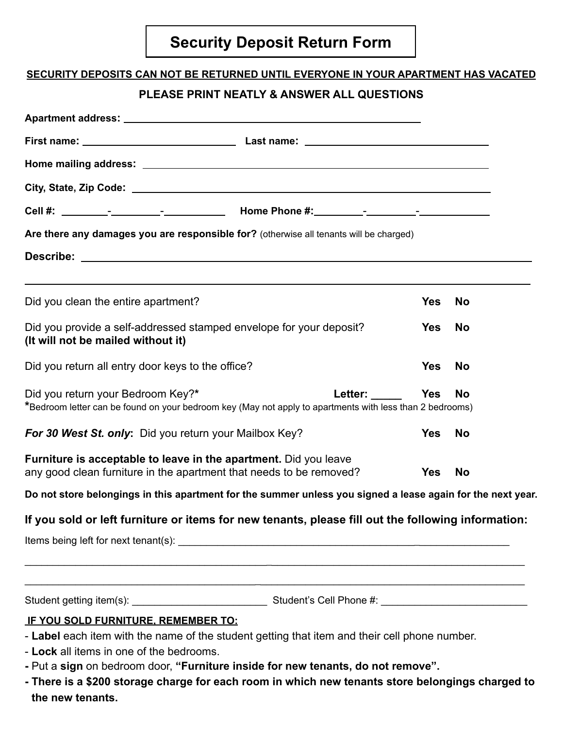# Security Deposit Return Form

**SECURITY DEPOSITS CAN NOT BE RETURNED UNTIL EVERYONE IN YOUR APARTMENT HAS VACATED**

**PLEASE PRINT NEATLY & ANSWER ALL QUESTIONS**

**Apartment address:** ____________________________________________

**First name:** ______________________ **Last name:** ___________________________

**Home mailing address:** ______________________________________________________

**City, State, Zip Code:** ______________________________________________________

**Cell #:** _______-_______-________ **Home Phone #:**_______-_______-__________

**Are there any damages you are responsible for?** (otherwise all tenants will be charged)

**Describe:** ____________________________________________________________________

________________________________________________________________________________

Did you clean the entire apartment? **Yes** **No**

Did you provide a self-addressed stamped envelope for your deposit? **Yes** **No**
**(It will not be mailed without it)**

Did you return all entry door keys to the office? **Yes** **No**

Did you return your Bedroom Key?* **Letter:** _____ **Yes** **No**
*Bedroom letter can be found on your bedroom key (May not apply to apartments with less than 2 bedrooms)

***For 30 West St. only***: Did you return your Mailbox Key? **Yes** **No**

**Furniture is acceptable to leave in the apartment.** Did you leave any good clean furniture in the apartment that needs to be removed? **Yes** **No**

**Do not store belongings in this apartment for the summer unless you signed a lease again for the next year.**

### If you sold or left furniture or items for new tenants, please fill out the following information:

Items being left for next tenant(s): ____________________________________________

________________________________________________________________________________

________________________________________________________________________________

Student getting item(s): _______________________ Student's Cell Phone #: _______________________

**IF YOU SOLD FURNITURE, REMEMBER TO:**

- **Label** each item with the name of the student getting that item and their cell phone number.
- **Lock** all items in one of the bedrooms.
- Put a **sign** on bedroom door, **"Furniture inside for new tenants, do not remove".**
- **There is a $200 storage charge for each room in which new tenants store belongings charged to the new tenants.**